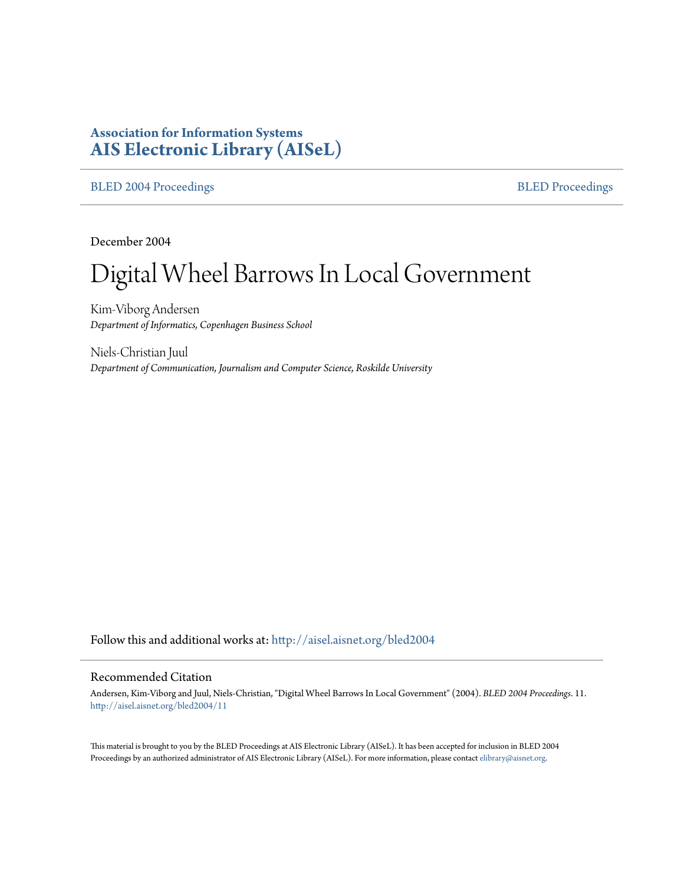**Association for Information Systems**
**AIS Electronic Library (AISeL)**

BLED 2004 Proceedings | BLED Proceedings

December 2004

# Digital Wheel Barrows In Local Government

Kim-Viborg Andersen
*Department of Informatics, Copenhagen Business School*

Niels-Christian Juul
*Department of Communication, Journalism and Computer Science, Roskilde University*

Follow this and additional works at: http://aisel.aisnet.org/bled2004

## Recommended Citation

Andersen, Kim-Viborg and Juul, Niels-Christian, "Digital Wheel Barrows In Local Government" (2004). *BLED 2004 Proceedings*. 11.
http://aisel.aisnet.org/bled2004/11

This material is brought to you by the BLED Proceedings at AIS Electronic Library (AISeL). It has been accepted for inclusion in BLED 2004 Proceedings by an authorized administrator of AIS Electronic Library (AISeL). For more information, please contact elibrary@aisnet.org.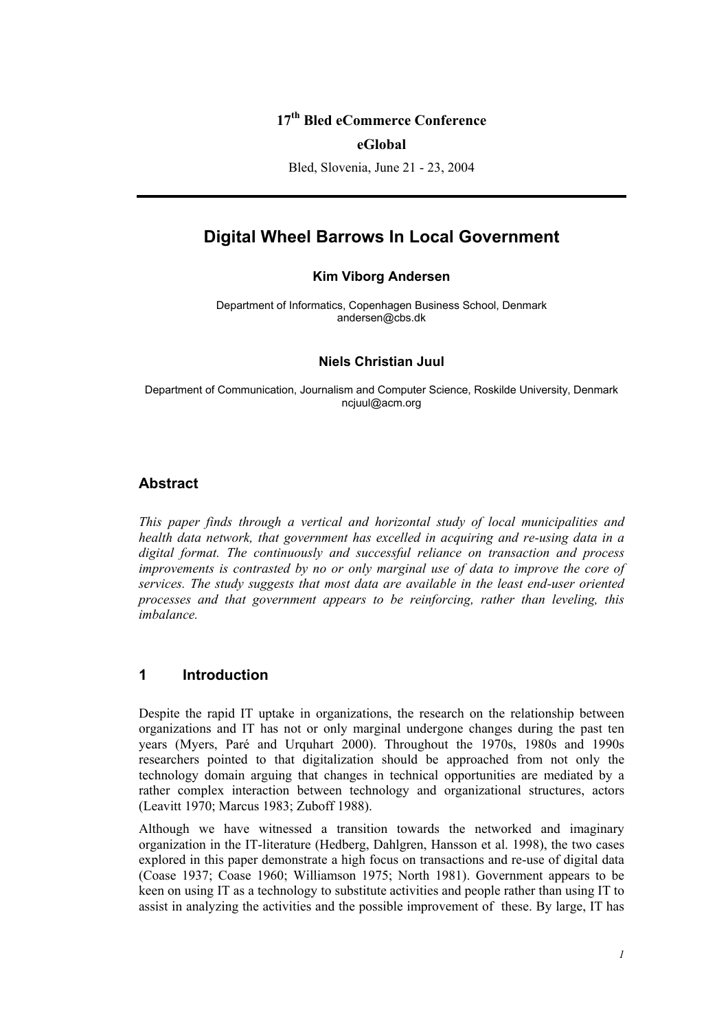**17th Bled eCommerce Conference**

**eGlobal**

Bled, Slovenia, June 21 - 23, 2004

# Digital Wheel Barrows In Local Government

**Kim Viborg Andersen**

Department of Informatics, Copenhagen Business School, Denmark
andersen@cbs.dk

**Niels Christian Juul**

Department of Communication, Journalism and Computer Science, Roskilde University, Denmark
ncjuul@acm.org

## Abstract

*This paper finds through a vertical and horizontal study of local municipalities and health data network, that government has excelled in acquiring and re-using data in a digital format. The continuously and successful reliance on transaction and process improvements is contrasted by no or only marginal use of data to improve the core of services. The study suggests that most data are available in the least end-user oriented processes and that government appears to be reinforcing, rather than leveling, this imbalance.*

## 1 Introduction

Despite the rapid IT uptake in organizations, the research on the relationship between organizations and IT has not or only marginal undergone changes during the past ten years (Myers, Paré and Urquhart 2000). Throughout the 1970s, 1980s and 1990s researchers pointed to that digitalization should be approached from not only the technology domain arguing that changes in technical opportunities are mediated by a rather complex interaction between technology and organizational structures, actors (Leavitt 1970; Marcus 1983; Zuboff 1988).

Although we have witnessed a transition towards the networked and imaginary organization in the IT-literature (Hedberg, Dahlgren, Hansson et al. 1998), the two cases explored in this paper demonstrate a high focus on transactions and re-use of digital data (Coase 1937; Coase 1960; Williamson 1975; North 1981). Government appears to be keen on using IT as a technology to substitute activities and people rather than using IT to assist in analyzing the activities and the possible improvement of these. By large, IT has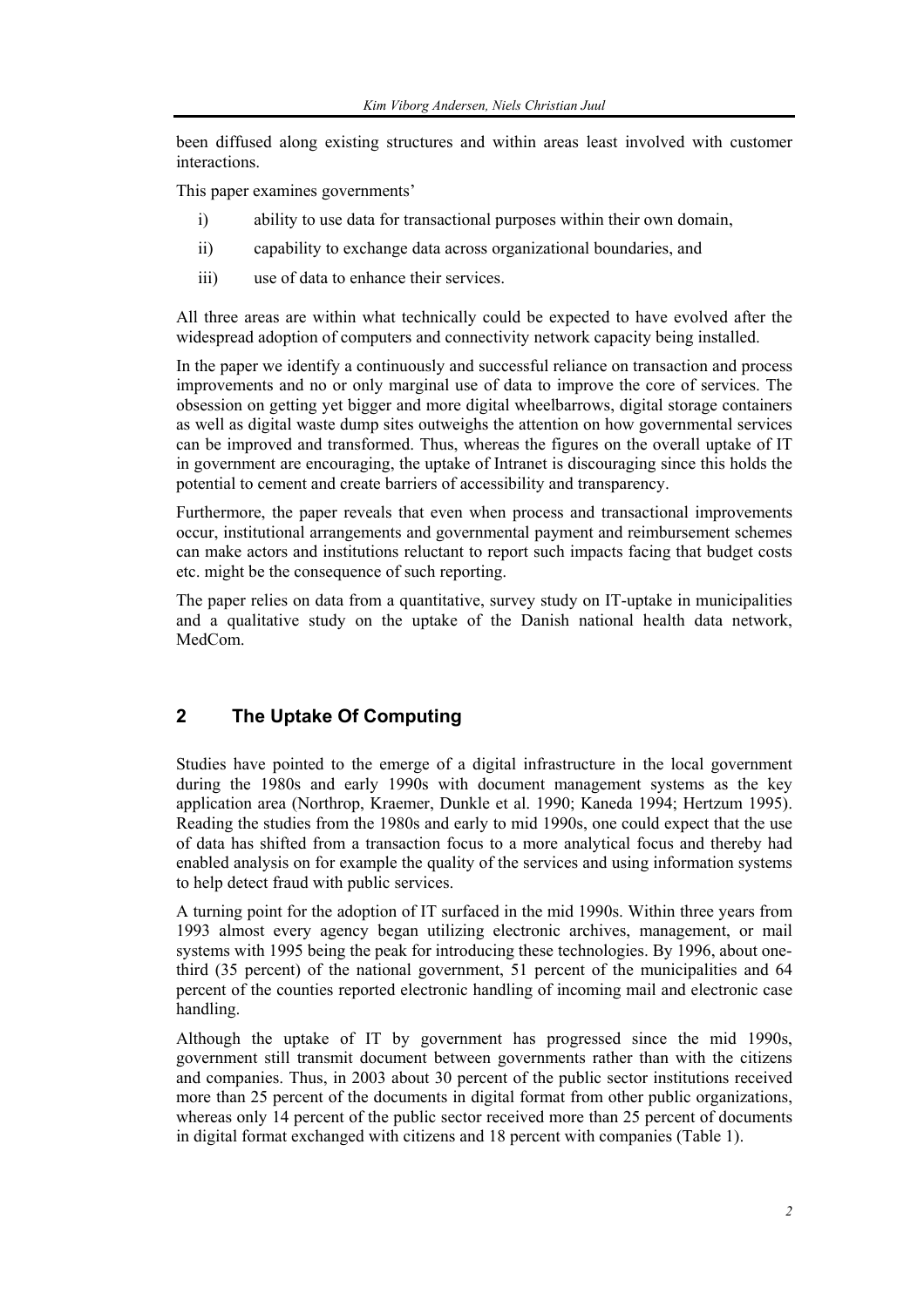been diffused along existing structures and within areas least involved with customer interactions.

This paper examines governments'

i) ability to use data for transactional purposes within their own domain,

ii) capability to exchange data across organizational boundaries, and

iii) use of data to enhance their services.

All three areas are within what technically could be expected to have evolved after the widespread adoption of computers and connectivity network capacity being installed.

In the paper we identify a continuously and successful reliance on transaction and process improvements and no or only marginal use of data to improve the core of services. The obsession on getting yet bigger and more digital wheelbarrows, digital storage containers as well as digital waste dump sites outweighs the attention on how governmental services can be improved and transformed. Thus, whereas the figures on the overall uptake of IT in government are encouraging, the uptake of Intranet is discouraging since this holds the potential to cement and create barriers of accessibility and transparency.

Furthermore, the paper reveals that even when process and transactional improvements occur, institutional arrangements and governmental payment and reimbursement schemes can make actors and institutions reluctant to report such impacts facing that budget costs etc. might be the consequence of such reporting.

The paper relies on data from a quantitative, survey study on IT-uptake in municipalities and a qualitative study on the uptake of the Danish national health data network, MedCom.

## 2 The Uptake Of Computing

Studies have pointed to the emerge of a digital infrastructure in the local government during the 1980s and early 1990s with document management systems as the key application area (Northrop, Kraemer, Dunkle et al. 1990; Kaneda 1994; Hertzum 1995). Reading the studies from the 1980s and early to mid 1990s, one could expect that the use of data has shifted from a transaction focus to a more analytical focus and thereby had enabled analysis on for example the quality of the services and using information systems to help detect fraud with public services.

A turning point for the adoption of IT surfaced in the mid 1990s. Within three years from 1993 almost every agency began utilizing electronic archives, management, or mail systems with 1995 being the peak for introducing these technologies. By 1996, about one-third (35 percent) of the national government, 51 percent of the municipalities and 64 percent of the counties reported electronic handling of incoming mail and electronic case handling.

Although the uptake of IT by government has progressed since the mid 1990s, government still transmit document between governments rather than with the citizens and companies. Thus, in 2003 about 30 percent of the public sector institutions received more than 25 percent of the documents in digital format from other public organizations, whereas only 14 percent of the public sector received more than 25 percent of documents in digital format exchanged with citizens and 18 percent with companies (Table 1).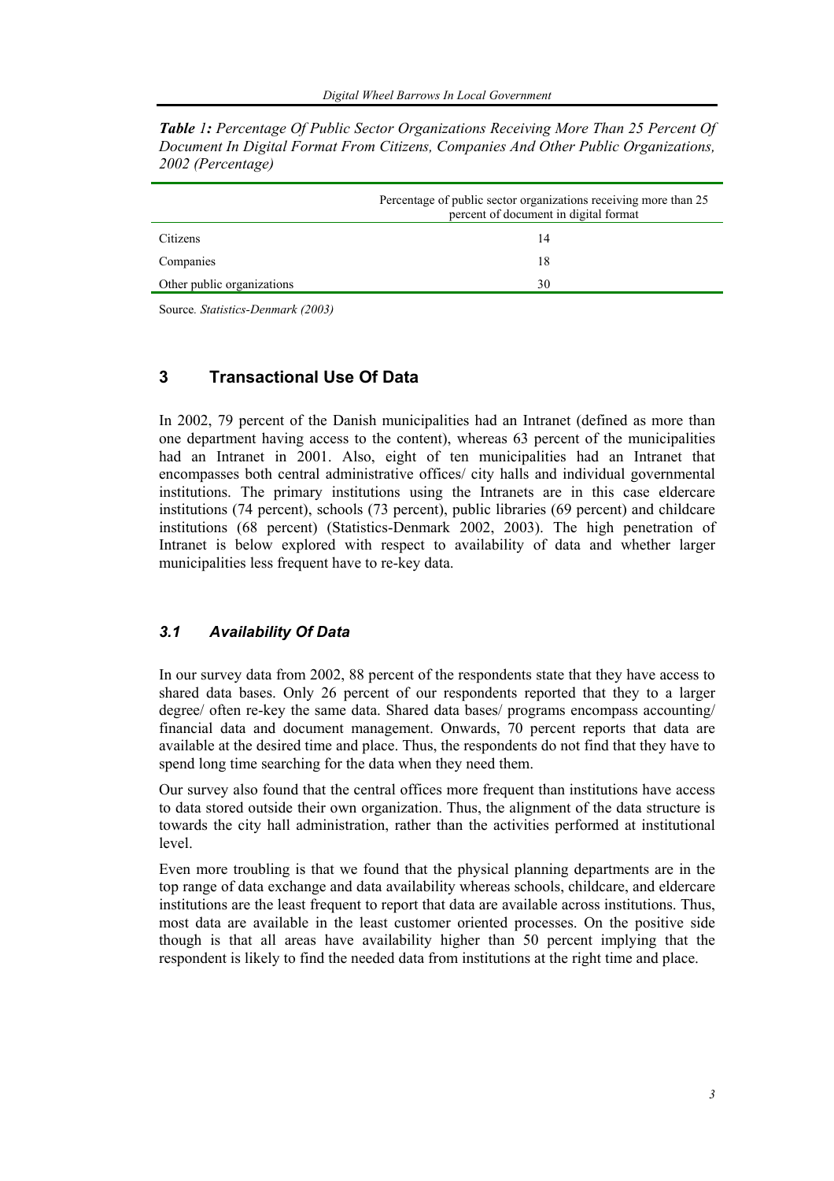***Table** 1: Percentage Of Public Sector Organizations Receiving More Than 25 Percent Of Document In Digital Format From Citizens, Companies And Other Public Organizations, 2002 (Percentage)*

| | Percentage of public sector organizations receiving more than 25 percent of document in digital format |
|---|---|
| Citizens | 14 |
| Companies | 18 |
| Other public organizations | 30 |

Source. *Statistics-Denmark (2003)*

## 3 Transactional Use Of Data

In 2002, 79 percent of the Danish municipalities had an Intranet (defined as more than one department having access to the content), whereas 63 percent of the municipalities had an Intranet in 2001. Also, eight of ten municipalities had an Intranet that encompasses both central administrative offices/ city halls and individual governmental institutions. The primary institutions using the Intranets are in this case eldercare institutions (74 percent), schools (73 percent), public libraries (69 percent) and childcare institutions (68 percent) (Statistics-Denmark 2002, 2003). The high penetration of Intranet is below explored with respect to availability of data and whether larger municipalities less frequent have to re-key data.

### *3.1 Availability Of Data*

In our survey data from 2002, 88 percent of the respondents state that they have access to shared data bases. Only 26 percent of our respondents reported that they to a larger degree/ often re-key the same data. Shared data bases/ programs encompass accounting/ financial data and document management. Onwards, 70 percent reports that data are available at the desired time and place. Thus, the respondents do not find that they have to spend long time searching for the data when they need them.

Our survey also found that the central offices more frequent than institutions have access to data stored outside their own organization. Thus, the alignment of the data structure is towards the city hall administration, rather than the activities performed at institutional level.

Even more troubling is that we found that the physical planning departments are in the top range of data exchange and data availability whereas schools, childcare, and eldercare institutions are the least frequent to report that data are available across institutions. Thus, most data are available in the least customer oriented processes. On the positive side though is that all areas have availability higher than 50 percent implying that the respondent is likely to find the needed data from institutions at the right time and place.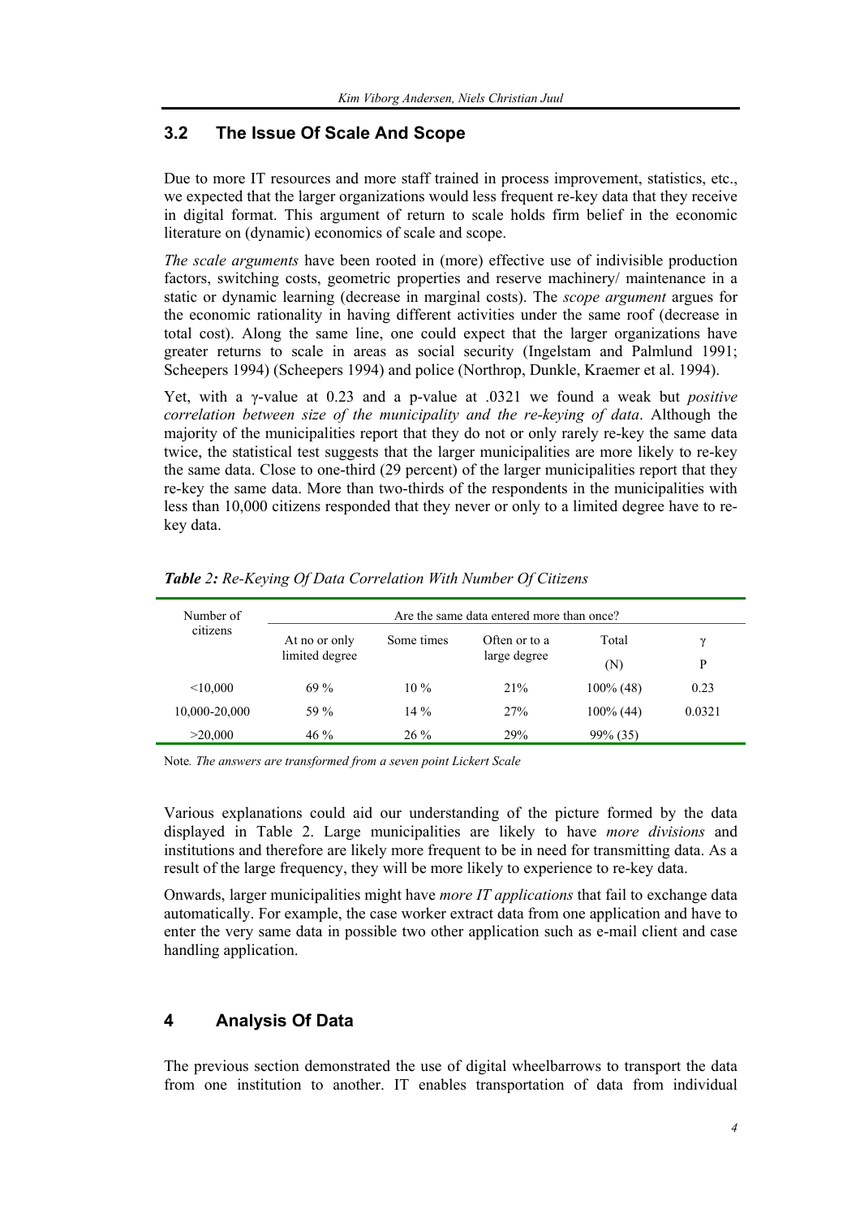## 3.2 The Issue Of Scale And Scope

Due to more IT resources and more staff trained in process improvement, statistics, etc., we expected that the larger organizations would less frequent re-key data that they receive in digital format. This argument of return to scale holds firm belief in the economic literature on (dynamic) economics of scale and scope.

*The scale arguments* have been rooted in (more) effective use of indivisible production factors, switching costs, geometric properties and reserve machinery/ maintenance in a static or dynamic learning (decrease in marginal costs). The *scope argument* argues for the economic rationality in having different activities under the same roof (decrease in total cost). Along the same line, one could expect that the larger organizations have greater returns to scale in areas as social security (Ingelstam and Palmlund 1991; Scheepers 1994) (Scheepers 1994) and police (Northrop, Dunkle, Kraemer et al. 1994).

Yet, with a $\gamma$-value at 0.23 and a p-value at .0321 we found a weak but *positive correlation between size of the municipality and the re-keying of data*. Although the majority of the municipalities report that they do not or only rarely re-key the same data twice, the statistical test suggests that the larger municipalities are more likely to re-key the same data. Close to one-third (29 percent) of the larger municipalities report that they re-key the same data. More than two-thirds of the respondents in the municipalities with less than 10,000 citizens responded that they never or only to a limited degree have to re-key data.

***Table** 2: Re-Keying Of Data Correlation With Number Of Citizens*

| Number of citizens | Are the same data entered more than once? | | | | |
|---|---|---|---|---|---|
| | At no or only limited degree | Some times | Often or to a large degree | Total (N) | $\gamma$ P |
| <10,000 | 69 % | 10 % | 21% | 100% (48) | 0.23 |
| 10,000-20,000 | 59 % | 14 % | 27% | 100% (44) | 0.0321 |
| >20,000 | 46 % | 26 % | 29% | 99% (35) | |

Note*. The answers are transformed from a seven point Lickert Scale*

Various explanations could aid our understanding of the picture formed by the data displayed in Table 2. Large municipalities are likely to have *more divisions* and institutions and therefore are likely more frequent to be in need for transmitting data. As a result of the large frequency, they will be more likely to experience to re-key data.

Onwards, larger municipalities might have *more IT applications* that fail to exchange data automatically. For example, the case worker extract data from one application and have to enter the very same data in possible two other application such as e-mail client and case handling application.

# 4 Analysis Of Data

The previous section demonstrated the use of digital wheelbarrows to transport the data from one institution to another. IT enables transportation of data from individual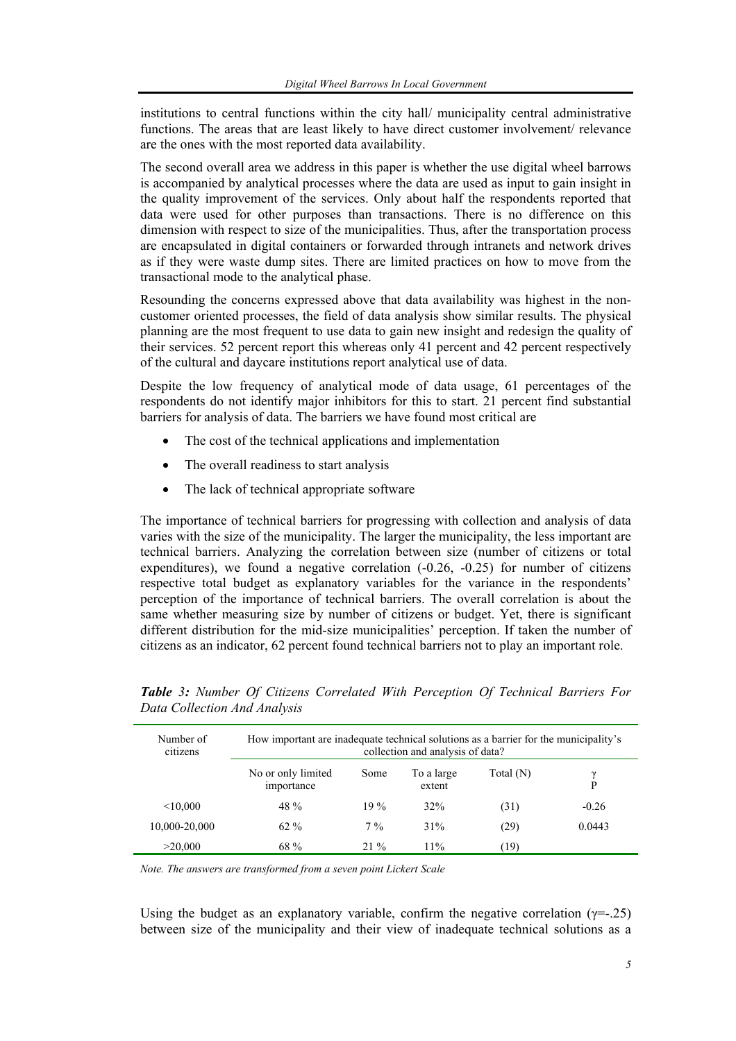institutions to central functions within the city hall/ municipality central administrative functions. The areas that are least likely to have direct customer involvement/ relevance are the ones with the most reported data availability.

The second overall area we address in this paper is whether the use digital wheel barrows is accompanied by analytical processes where the data are used as input to gain insight in the quality improvement of the services. Only about half the respondents reported that data were used for other purposes than transactions. There is no difference on this dimension with respect to size of the municipalities. Thus, after the transportation process are encapsulated in digital containers or forwarded through intranets and network drives as if they were waste dump sites. There are limited practices on how to move from the transactional mode to the analytical phase.

Resounding the concerns expressed above that data availability was highest in the non-customer oriented processes, the field of data analysis show similar results. The physical planning are the most frequent to use data to gain new insight and redesign the quality of their services. 52 percent report this whereas only 41 percent and 42 percent respectively of the cultural and daycare institutions report analytical use of data.

Despite the low frequency of analytical mode of data usage, 61 percentages of the respondents do not identify major inhibitors for this to start. 21 percent find substantial barriers for analysis of data. The barriers we have found most critical are

- The cost of the technical applications and implementation
- The overall readiness to start analysis
- The lack of technical appropriate software

The importance of technical barriers for progressing with collection and analysis of data varies with the size of the municipality. The larger the municipality, the less important are technical barriers. Analyzing the correlation between size (number of citizens or total expenditures), we found a negative correlation (-0.26, -0.25) for number of citizens respective total budget as explanatory variables for the variance in the respondents' perception of the importance of technical barriers. The overall correlation is about the same whether measuring size by number of citizens or budget. Yet, there is significant different distribution for the mid-size municipalities' perception. If taken the number of citizens as an indicator, 62 percent found technical barriers not to play an important role.

***Table** 3: Number Of Citizens Correlated With Perception Of Technical Barriers For Data Collection And Analysis*

| Number of citizens | How important are inadequate technical solutions as a barrier for the municipality's collection and analysis of data? | | | | |
|---|---|---|---|---|---|
| | No or only limited importance | Some | To a large extent | Total (N) | $\gamma$ P |
| <10,000 | 48 % | 19 % | 32% | (31) | -0.26 |
| 10,000-20,000 | 62 % | 7 % | 31% | (29) | 0.0443 |
| >20,000 | 68 % | 21 % | 11% | (19) | |

*Note. The answers are transformed from a seven point Lickert Scale*

Using the budget as an explanatory variable, confirm the negative correlation ($\gamma$=-.25) between size of the municipality and their view of inadequate technical solutions as a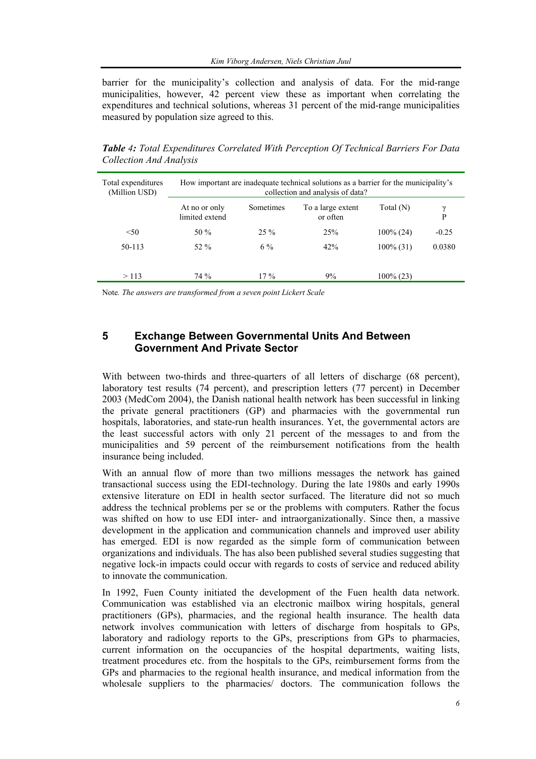barrier for the municipality's collection and analysis of data. For the mid-range municipalities, however, 42 percent view these as important when correlating the expenditures and technical solutions, whereas 31 percent of the mid-range municipalities measured by population size agreed to this.

***Table 4:** Total Expenditures Correlated With Perception Of Technical Barriers For Data Collection And Analysis*

| Total expenditures (Million USD) | How important are inadequate technical solutions as a barrier for the municipality's collection and analysis of data? | | | | |
|---|---|---|---|---|---|
| | At no or only limited extend | Sometimes | To a large extent or often | Total (N) | γ P |
| <50 | 50 % | 25 % | 25% | 100% (24) | -0.25 |
| 50-113 | 52 % | 6 % | 42% | 100% (31) | 0.0380 |
| > 113 | 74 % | 17 % | 9% | 100% (23) | |

Note*. The answers are transformed from a seven point Lickert Scale*

## 5 Exchange Between Governmental Units And Between Government And Private Sector

With between two-thirds and three-quarters of all letters of discharge (68 percent), laboratory test results (74 percent), and prescription letters (77 percent) in December 2003 (MedCom 2004), the Danish national health network has been successful in linking the private general practitioners (GP) and pharmacies with the governmental run hospitals, laboratories, and state-run health insurances. Yet, the governmental actors are the least successful actors with only 21 percent of the messages to and from the municipalities and 59 percent of the reimbursement notifications from the health insurance being included.

With an annual flow of more than two millions messages the network has gained transactional success using the EDI-technology. During the late 1980s and early 1990s extensive literature on EDI in health sector surfaced. The literature did not so much address the technical problems per se or the problems with computers. Rather the focus was shifted on how to use EDI inter- and intraorganizationally. Since then, a massive development in the application and communication channels and improved user ability has emerged. EDI is now regarded as the simple form of communication between organizations and individuals. The has also been published several studies suggesting that negative lock-in impacts could occur with regards to costs of service and reduced ability to innovate the communication.

In 1992, Fuen County initiated the development of the Fuen health data network. Communication was established via an electronic mailbox wiring hospitals, general practitioners (GPs), pharmacies, and the regional health insurance. The health data network involves communication with letters of discharge from hospitals to GPs, laboratory and radiology reports to the GPs, prescriptions from GPs to pharmacies, current information on the occupancies of the hospital departments, waiting lists, treatment procedures etc. from the hospitals to the GPs, reimbursement forms from the GPs and pharmacies to the regional health insurance, and medical information from the wholesale suppliers to the pharmacies/ doctors. The communication follows the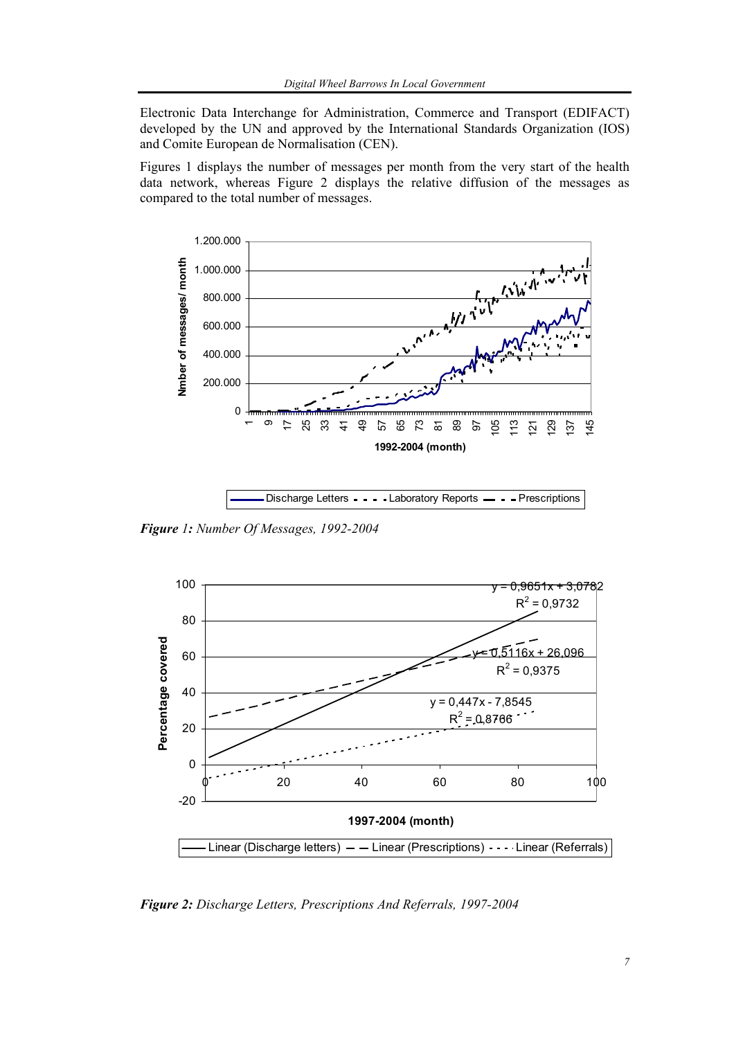Electronic Data Interchange for Administration, Commerce and Transport (EDIFACT) developed by the UN and approved by the International Standards Organization (IOS) and Comite European de Normalisation (CEN).

Figures 1 displays the number of messages per month from the very start of the health data network, whereas Figure 2 displays the relative diffusion of the messages as compared to the total number of messages.

***Figure 1:*** *Number Of Messages, 1992-2004*

***Figure 2:*** *Discharge Letters, Prescriptions And Referrals, 1997-2004*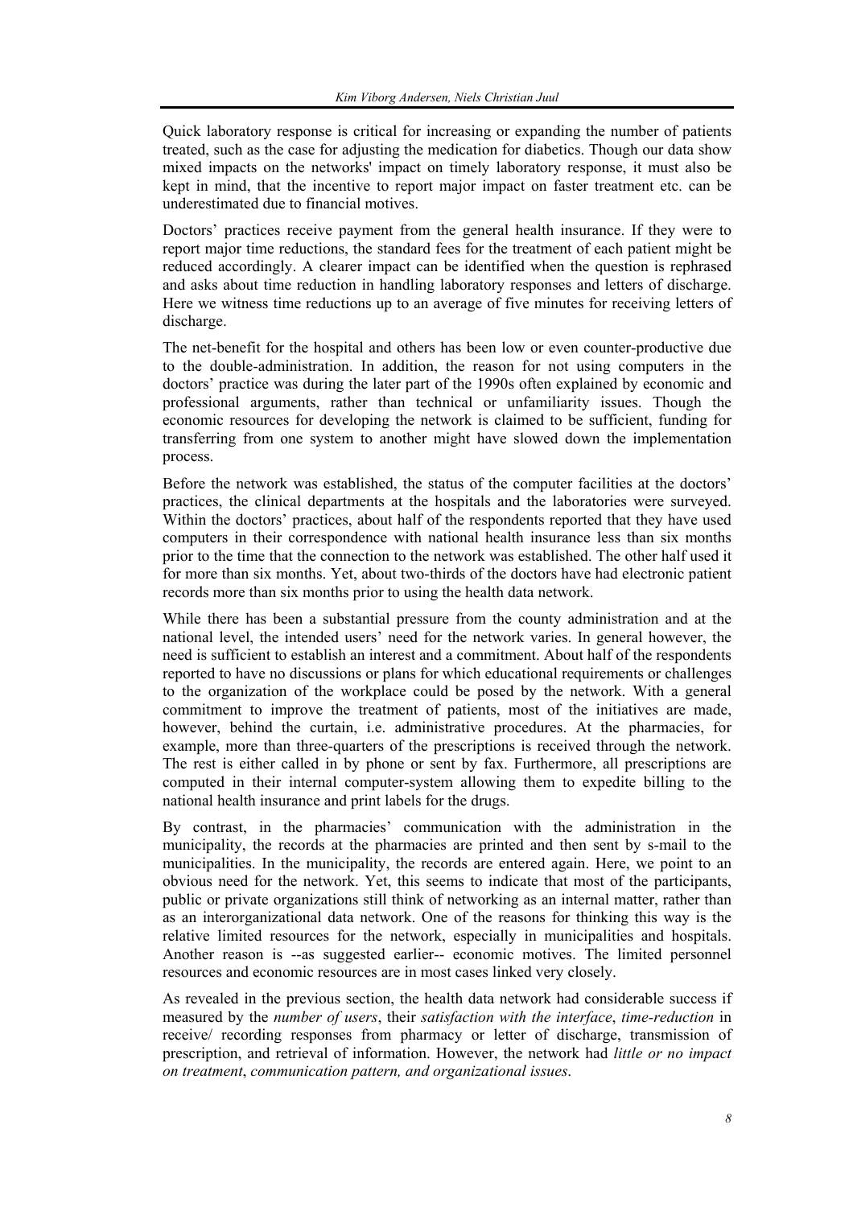Quick laboratory response is critical for increasing or expanding the number of patients treated, such as the case for adjusting the medication for diabetics. Though our data show mixed impacts on the networks' impact on timely laboratory response, it must also be kept in mind, that the incentive to report major impact on faster treatment etc. can be underestimated due to financial motives.

Doctors' practices receive payment from the general health insurance. If they were to report major time reductions, the standard fees for the treatment of each patient might be reduced accordingly. A clearer impact can be identified when the question is rephrased and asks about time reduction in handling laboratory responses and letters of discharge. Here we witness time reductions up to an average of five minutes for receiving letters of discharge.

The net-benefit for the hospital and others has been low or even counter-productive due to the double-administration. In addition, the reason for not using computers in the doctors' practice was during the later part of the 1990s often explained by economic and professional arguments, rather than technical or unfamiliarity issues. Though the economic resources for developing the network is claimed to be sufficient, funding for transferring from one system to another might have slowed down the implementation process.

Before the network was established, the status of the computer facilities at the doctors' practices, the clinical departments at the hospitals and the laboratories were surveyed. Within the doctors' practices, about half of the respondents reported that they have used computers in their correspondence with national health insurance less than six months prior to the time that the connection to the network was established. The other half used it for more than six months. Yet, about two-thirds of the doctors have had electronic patient records more than six months prior to using the health data network.

While there has been a substantial pressure from the county administration and at the national level, the intended users' need for the network varies. In general however, the need is sufficient to establish an interest and a commitment. About half of the respondents reported to have no discussions or plans for which educational requirements or challenges to the organization of the workplace could be posed by the network. With a general commitment to improve the treatment of patients, most of the initiatives are made, however, behind the curtain, i.e. administrative procedures. At the pharmacies, for example, more than three-quarters of the prescriptions is received through the network. The rest is either called in by phone or sent by fax. Furthermore, all prescriptions are computed in their internal computer-system allowing them to expedite billing to the national health insurance and print labels for the drugs.

By contrast, in the pharmacies' communication with the administration in the municipality, the records at the pharmacies are printed and then sent by s-mail to the municipalities. In the municipality, the records are entered again. Here, we point to an obvious need for the network. Yet, this seems to indicate that most of the participants, public or private organizations still think of networking as an internal matter, rather than as an interorganizational data network. One of the reasons for thinking this way is the relative limited resources for the network, especially in municipalities and hospitals. Another reason is --as suggested earlier-- economic motives. The limited personnel resources and economic resources are in most cases linked very closely.

As revealed in the previous section, the health data network had considerable success if measured by the *number of users*, their *satisfaction with the interface*, *time-reduction* in receive/ recording responses from pharmacy or letter of discharge, transmission of prescription, and retrieval of information. However, the network had *little or no impact on treatment*, *communication pattern, and organizational issues*.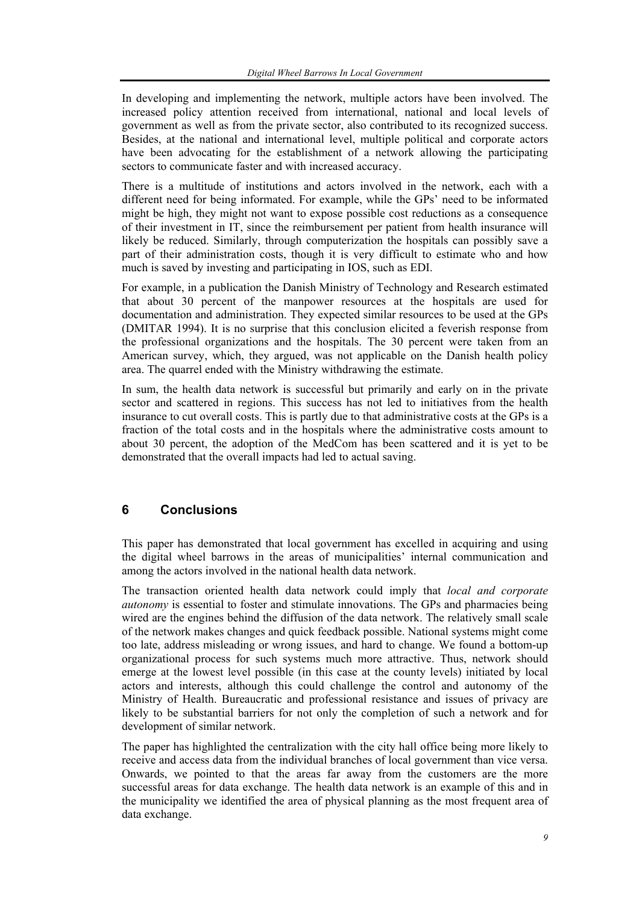In developing and implementing the network, multiple actors have been involved. The increased policy attention received from international, national and local levels of government as well as from the private sector, also contributed to its recognized success. Besides, at the national and international level, multiple political and corporate actors have been advocating for the establishment of a network allowing the participating sectors to communicate faster and with increased accuracy.

There is a multitude of institutions and actors involved in the network, each with a different need for being informated. For example, while the GPs' need to be informated might be high, they might not want to expose possible cost reductions as a consequence of their investment in IT, since the reimbursement per patient from health insurance will likely be reduced. Similarly, through computerization the hospitals can possibly save a part of their administration costs, though it is very difficult to estimate who and how much is saved by investing and participating in IOS, such as EDI.

For example, in a publication the Danish Ministry of Technology and Research estimated that about 30 percent of the manpower resources at the hospitals are used for documentation and administration. They expected similar resources to be used at the GPs (DMITAR 1994). It is no surprise that this conclusion elicited a feverish response from the professional organizations and the hospitals. The 30 percent were taken from an American survey, which, they argued, was not applicable on the Danish health policy area. The quarrel ended with the Ministry withdrawing the estimate.

In sum, the health data network is successful but primarily and early on in the private sector and scattered in regions. This success has not led to initiatives from the health insurance to cut overall costs. This is partly due to that administrative costs at the GPs is a fraction of the total costs and in the hospitals where the administrative costs amount to about 30 percent, the adoption of the MedCom has been scattered and it is yet to be demonstrated that the overall impacts had led to actual saving.

## 6 Conclusions

This paper has demonstrated that local government has excelled in acquiring and using the digital wheel barrows in the areas of municipalities' internal communication and among the actors involved in the national health data network.

The transaction oriented health data network could imply that *local and corporate autonomy* is essential to foster and stimulate innovations. The GPs and pharmacies being wired are the engines behind the diffusion of the data network. The relatively small scale of the network makes changes and quick feedback possible. National systems might come too late, address misleading or wrong issues, and hard to change. We found a bottom-up organizational process for such systems much more attractive. Thus, network should emerge at the lowest level possible (in this case at the county levels) initiated by local actors and interests, although this could challenge the control and autonomy of the Ministry of Health. Bureaucratic and professional resistance and issues of privacy are likely to be substantial barriers for not only the completion of such a network and for development of similar network.

The paper has highlighted the centralization with the city hall office being more likely to receive and access data from the individual branches of local government than vice versa. Onwards, we pointed to that the areas far away from the customers are the more successful areas for data exchange. The health data network is an example of this and in the municipality we identified the area of physical planning as the most frequent area of data exchange.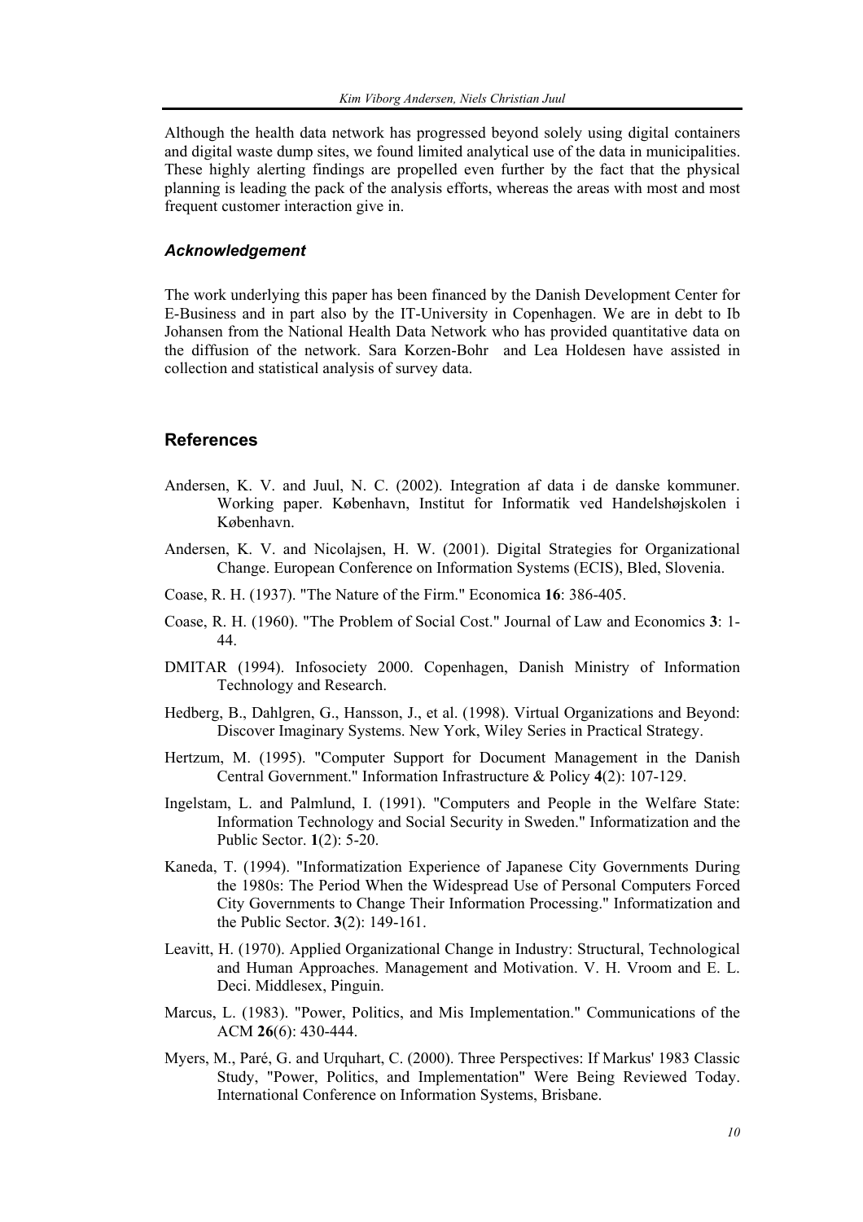Although the health data network has progressed beyond solely using digital containers and digital waste dump sites, we found limited analytical use of the data in municipalities. These highly alerting findings are propelled even further by the fact that the physical planning is leading the pack of the analysis efforts, whereas the areas with most and most frequent customer interaction give in.

### *Acknowledgement*

The work underlying this paper has been financed by the Danish Development Center for E-Business and in part also by the IT-University in Copenhagen. We are in debt to Ib Johansen from the National Health Data Network who has provided quantitative data on the diffusion of the network. Sara Korzen-Bohr and Lea Holdesen have assisted in collection and statistical analysis of survey data.

## References

Andersen, K. V. and Juul, N. C. (2002). Integration af data i de danske kommuner. Working paper. København, Institut for Informatik ved Handelshøjskolen i København.

Andersen, K. V. and Nicolajsen, H. W. (2001). Digital Strategies for Organizational Change. European Conference on Information Systems (ECIS), Bled, Slovenia.

Coase, R. H. (1937). "The Nature of the Firm." Economica **16**: 386-405.

Coase, R. H. (1960). "The Problem of Social Cost." Journal of Law and Economics **3**: 1-44.

DMITAR (1994). Infosociety 2000. Copenhagen, Danish Ministry of Information Technology and Research.

Hedberg, B., Dahlgren, G., Hansson, J., et al. (1998). Virtual Organizations and Beyond: Discover Imaginary Systems. New York, Wiley Series in Practical Strategy.

Hertzum, M. (1995). "Computer Support for Document Management in the Danish Central Government." Information Infrastructure & Policy **4**(2): 107-129.

Ingelstam, L. and Palmlund, I. (1991). "Computers and People in the Welfare State: Information Technology and Social Security in Sweden." Informatization and the Public Sector. **1**(2): 5-20.

Kaneda, T. (1994). "Informatization Experience of Japanese City Governments During the 1980s: The Period When the Widespread Use of Personal Computers Forced City Governments to Change Their Information Processing." Informatization and the Public Sector. **3**(2): 149-161.

Leavitt, H. (1970). Applied Organizational Change in Industry: Structural, Technological and Human Approaches. Management and Motivation. V. H. Vroom and E. L. Deci. Middlesex, Pinguin.

Marcus, L. (1983). "Power, Politics, and Mis Implementation." Communications of the ACM **26**(6): 430-444.

Myers, M., Paré, G. and Urquhart, C. (2000). Three Perspectives: If Markus' 1983 Classic Study, "Power, Politics, and Implementation" Were Being Reviewed Today. International Conference on Information Systems, Brisbane.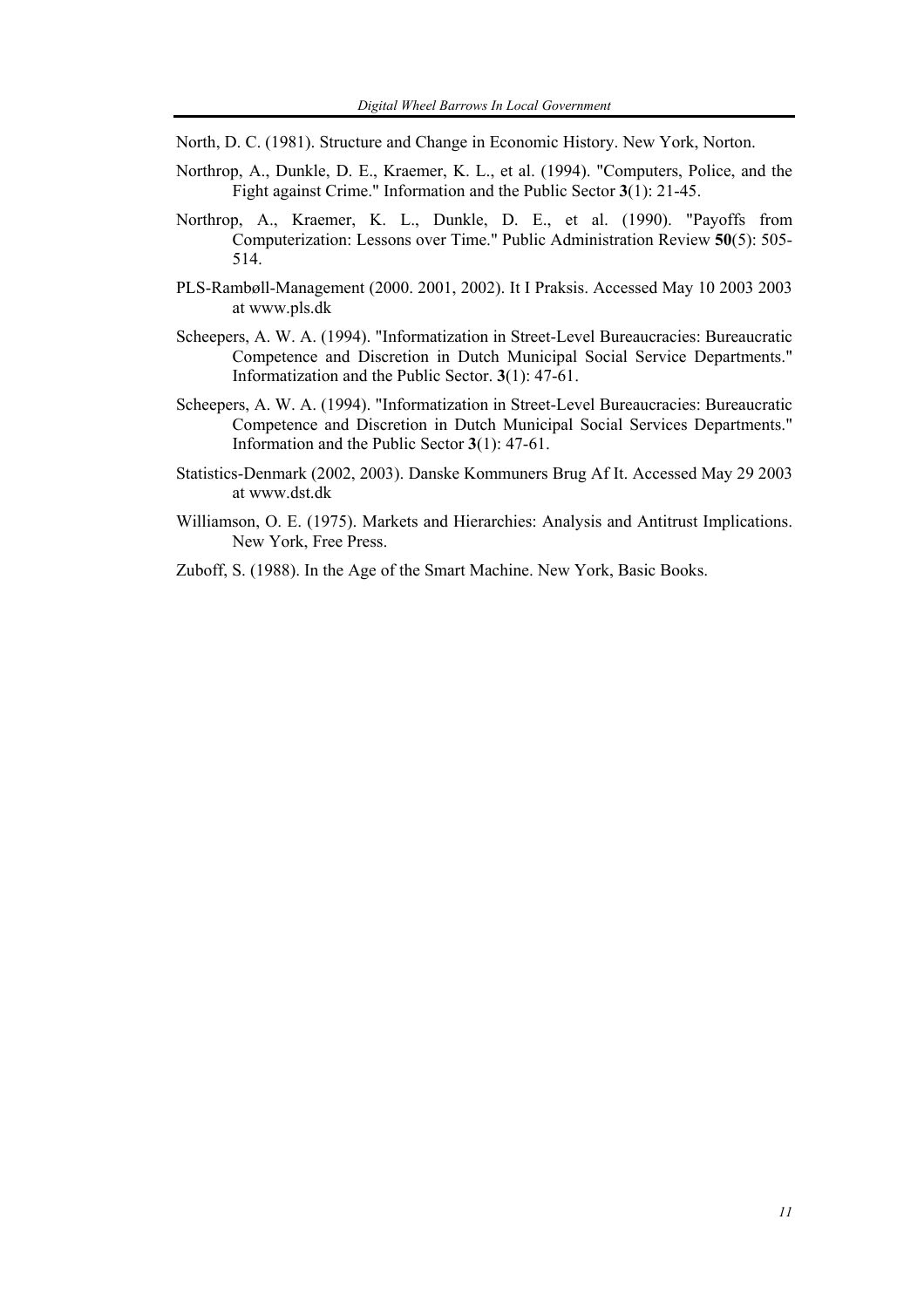North, D. C. (1981). Structure and Change in Economic History. New York, Norton.

Northrop, A., Dunkle, D. E., Kraemer, K. L., et al. (1994). "Computers, Police, and the Fight against Crime." Information and the Public Sector **3**(1): 21-45.

Northrop, A., Kraemer, K. L., Dunkle, D. E., et al. (1990). "Payoffs from Computerization: Lessons over Time." Public Administration Review **50**(5): 505-514.

PLS-Rambøll-Management (2000. 2001, 2002). It I Praksis. Accessed May 10 2003 2003 at www.pls.dk

Scheepers, A. W. A. (1994). "Informatization in Street-Level Bureaucracies: Bureaucratic Competence and Discretion in Dutch Municipal Social Service Departments." Informatization and the Public Sector. **3**(1): 47-61.

Scheepers, A. W. A. (1994). "Informatization in Street-Level Bureaucracies: Bureaucratic Competence and Discretion in Dutch Municipal Social Services Departments." Information and the Public Sector **3**(1): 47-61.

Statistics-Denmark (2002, 2003). Danske Kommuners Brug Af It. Accessed May 29 2003 at www.dst.dk

Williamson, O. E. (1975). Markets and Hierarchies: Analysis and Antitrust Implications. New York, Free Press.

Zuboff, S. (1988). In the Age of the Smart Machine. New York, Basic Books.